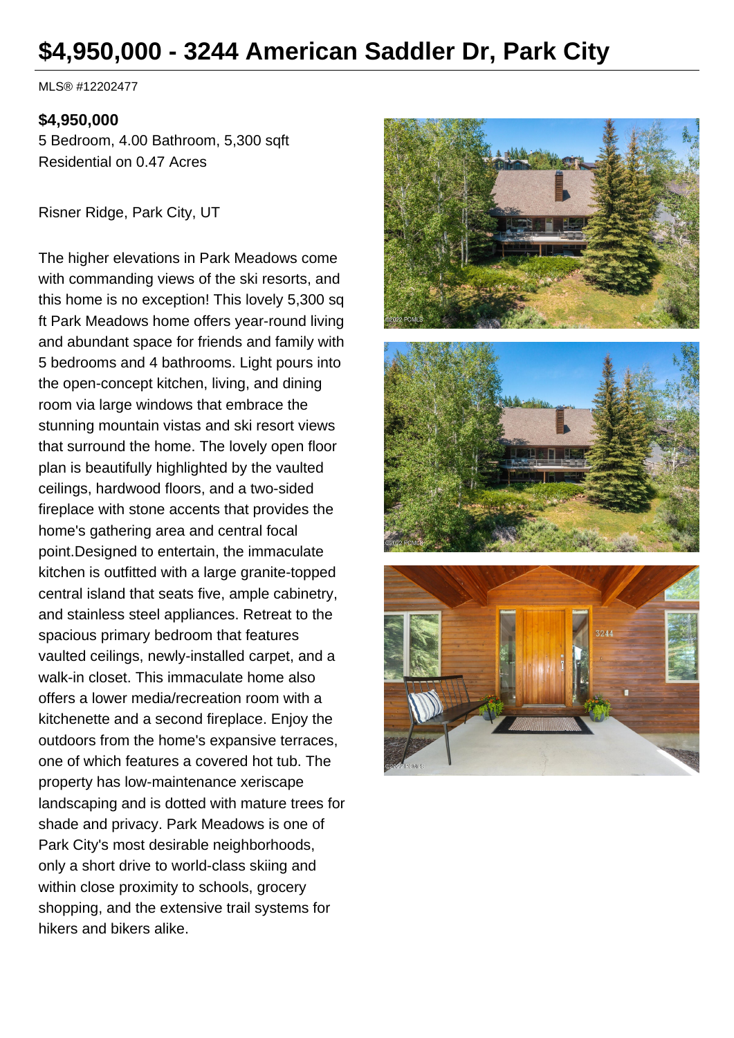# $4,950,000 - 3244 American Saddler Dr, Park City

MLS® #12202477

**$4,950,000**

5 Bedroom, 4.00 Bathroom, 5,300 sqft
Residential on 0.47 Acres

Risner Ridge, Park City, UT

The higher elevations in Park Meadows come with commanding views of the ski resorts, and this home is no exception! This lovely 5,300 sq ft Park Meadows home offers year-round living and abundant space for friends and family with 5 bedrooms and 4 bathrooms. Light pours into the open-concept kitchen, living, and dining room via large windows that embrace the stunning mountain vistas and ski resort views that surround the home. The lovely open floor plan is beautifully highlighted by the vaulted ceilings, hardwood floors, and a two-sided fireplace with stone accents that provides the home's gathering area and central focal point.Designed to entertain, the immaculate kitchen is outfitted with a large granite-topped central island that seats five, ample cabinetry, and stainless steel appliances. Retreat to the spacious primary bedroom that features vaulted ceilings, newly-installed carpet, and a walk-in closet. This immaculate home also offers a lower media/recreation room with a kitchenette and a second fireplace. Enjoy the outdoors from the home's expansive terraces, one of which features a covered hot tub. The property has low-maintenance xeriscape landscaping and is dotted with mature trees for shade and privacy. Park Meadows is one of Park City's most desirable neighborhoods, only a short drive to world-class skiing and within close proximity to schools, grocery shopping, and the extensive trail systems for hikers and bikers alike.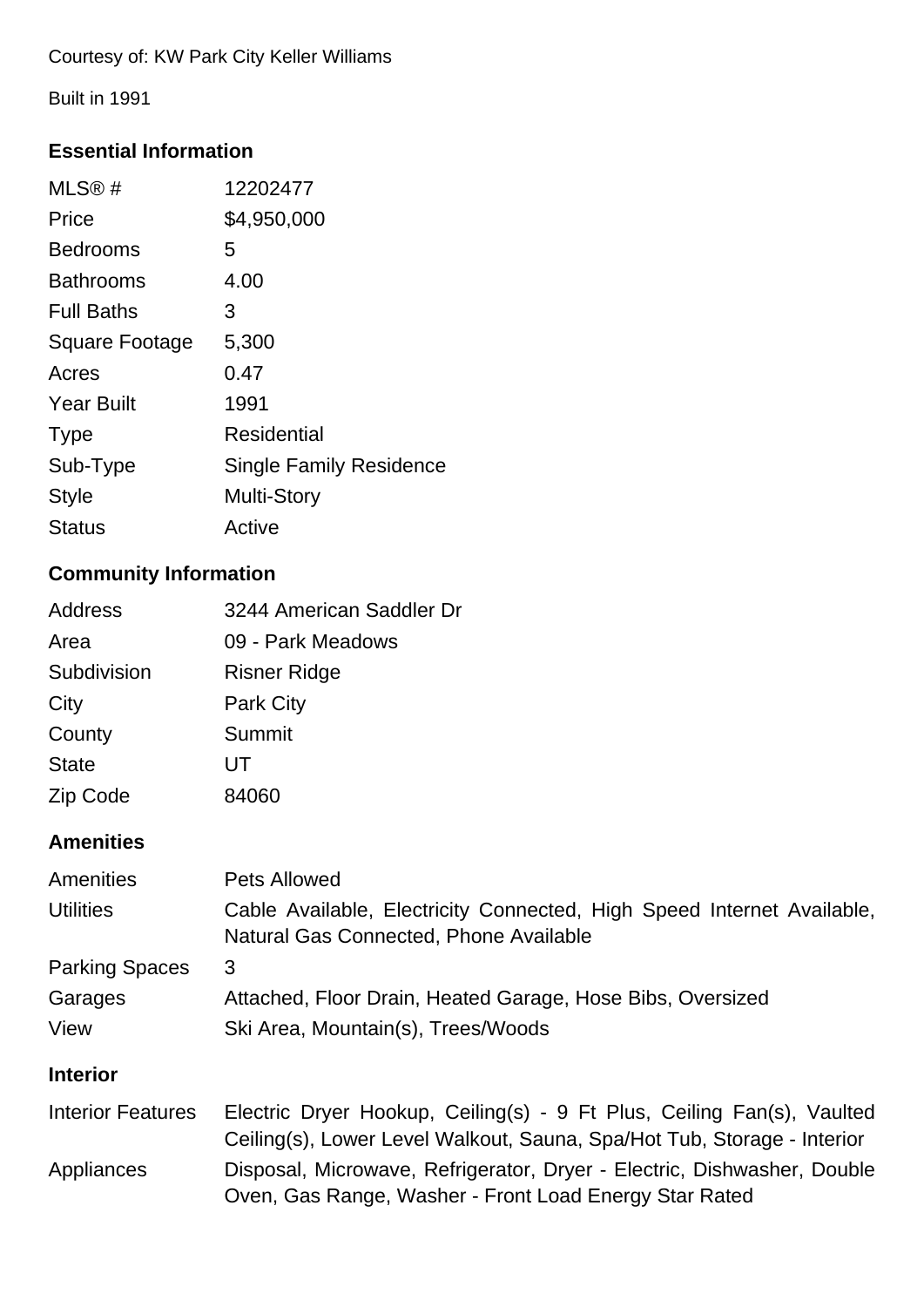Courtesy of: KW Park City Keller Williams

Built in 1991

### Essential Information

| | |
|---|---|
| MLS® # | 12202477 |
| Price | $4,950,000 |
| Bedrooms | 5 |
| Bathrooms | 4.00 |
| Full Baths | 3 |
| Square Footage | 5,300 |
| Acres | 0.47 |
| Year Built | 1991 |
| Type | Residential |
| Sub-Type | Single Family Residence |
| Style | Multi-Story |
| Status | Active |

### Community Information

| | |
|---|---|
| Address | 3244 American Saddler Dr |
| Area | 09 - Park Meadows |
| Subdivision | Risner Ridge |
| City | Park City |
| County | Summit |
| State | UT |
| Zip Code | 84060 |

### Amenities

| | |
|---|---|
| Amenities | Pets Allowed |
| Utilities | Cable Available, Electricity Connected, High Speed Internet Available, Natural Gas Connected, Phone Available |
| Parking Spaces | 3 |
| Garages | Attached, Floor Drain, Heated Garage, Hose Bibs, Oversized |
| View | Ski Area, Mountain(s), Trees/Woods |

### Interior

| | |
|---|---|
| Interior Features | Electric Dryer Hookup, Ceiling(s) - 9 Ft Plus, Ceiling Fan(s), Vaulted Ceiling(s), Lower Level Walkout, Sauna, Spa/Hot Tub, Storage - Interior |
| Appliances | Disposal, Microwave, Refrigerator, Dryer - Electric, Dishwasher, Double Oven, Gas Range, Washer - Front Load Energy Star Rated |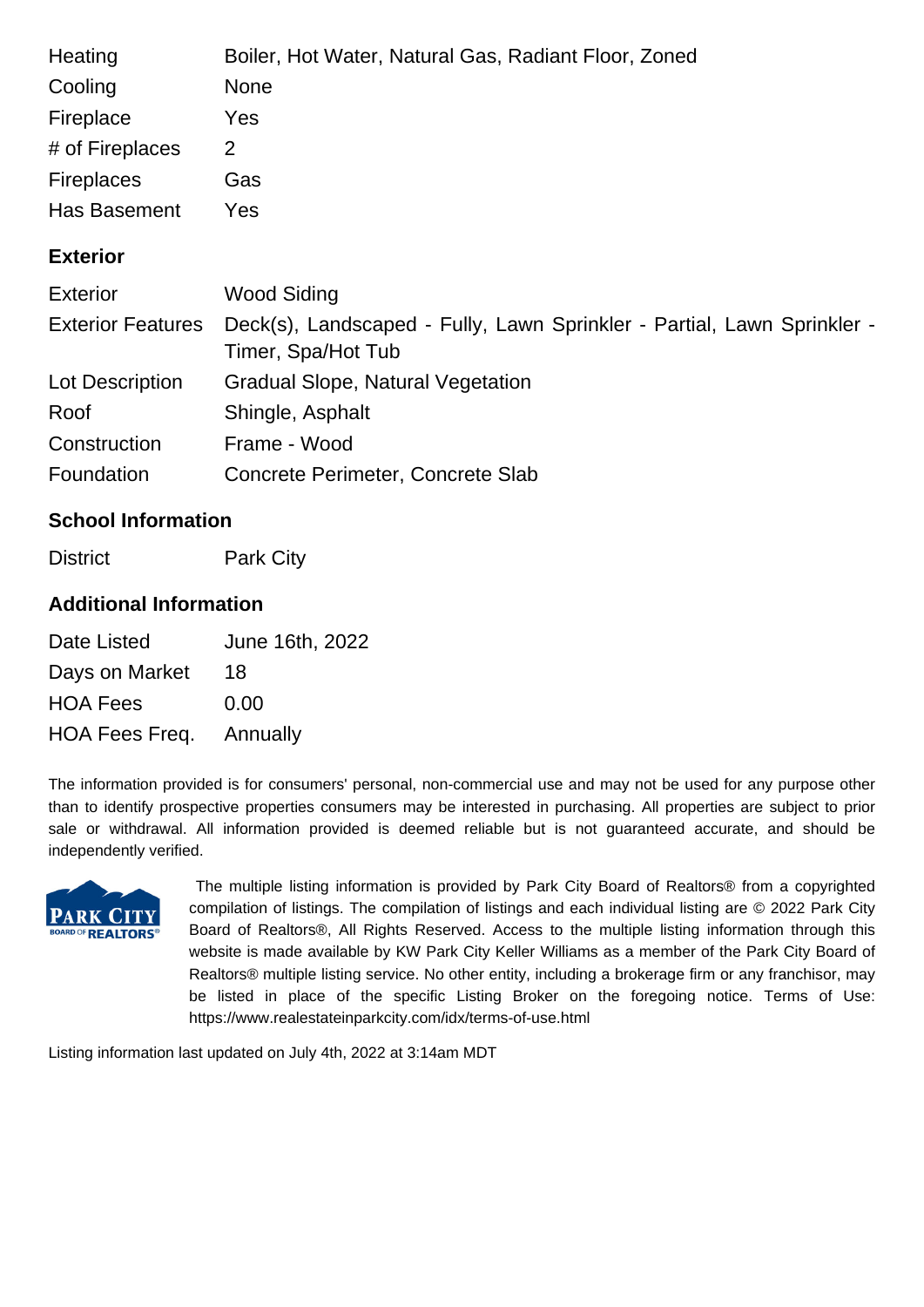| | |
|---|---|
| Heating | Boiler, Hot Water, Natural Gas, Radiant Floor, Zoned |
| Cooling | None |
| Fireplace | Yes |
| # of Fireplaces | 2 |
| Fireplaces | Gas |
| Has Basement | Yes |

### Exterior

| | |
|---|---|
| Exterior | Wood Siding |
| Exterior Features | Deck(s), Landscaped - Fully, Lawn Sprinkler - Partial, Lawn Sprinkler - Timer, Spa/Hot Tub |
| Lot Description | Gradual Slope, Natural Vegetation |
| Roof | Shingle, Asphalt |
| Construction | Frame - Wood |
| Foundation | Concrete Perimeter, Concrete Slab |

### School Information

| | |
|---|---|
| District | Park City |

### Additional Information

| | |
|---|---|
| Date Listed | June 16th, 2022 |
| Days on Market | 18 |
| HOA Fees | 0.00 |
| HOA Fees Freq. | Annually |

The information provided is for consumers' personal, non-commercial use and may not be used for any purpose other than to identify prospective properties consumers may be interested in purchasing. All properties are subject to prior sale or withdrawal. All information provided is deemed reliable but is not guaranteed accurate, and should be independently verified.

PARK CITY BOARD OF REALTORS®

The multiple listing information is provided by Park City Board of Realtors® from a copyrighted compilation of listings. The compilation of listings and each individual listing are © 2022 Park City Board of Realtors®, All Rights Reserved. Access to the multiple listing information through this website is made available by KW Park City Keller Williams as a member of the Park City Board of Realtors® multiple listing service. No other entity, including a brokerage firm or any franchisor, may be listed in place of the specific Listing Broker on the foregoing notice. Terms of Use: https://www.realestateinparkcity.com/idx/terms-of-use.html

Listing information last updated on July 4th, 2022 at 3:14am MDT